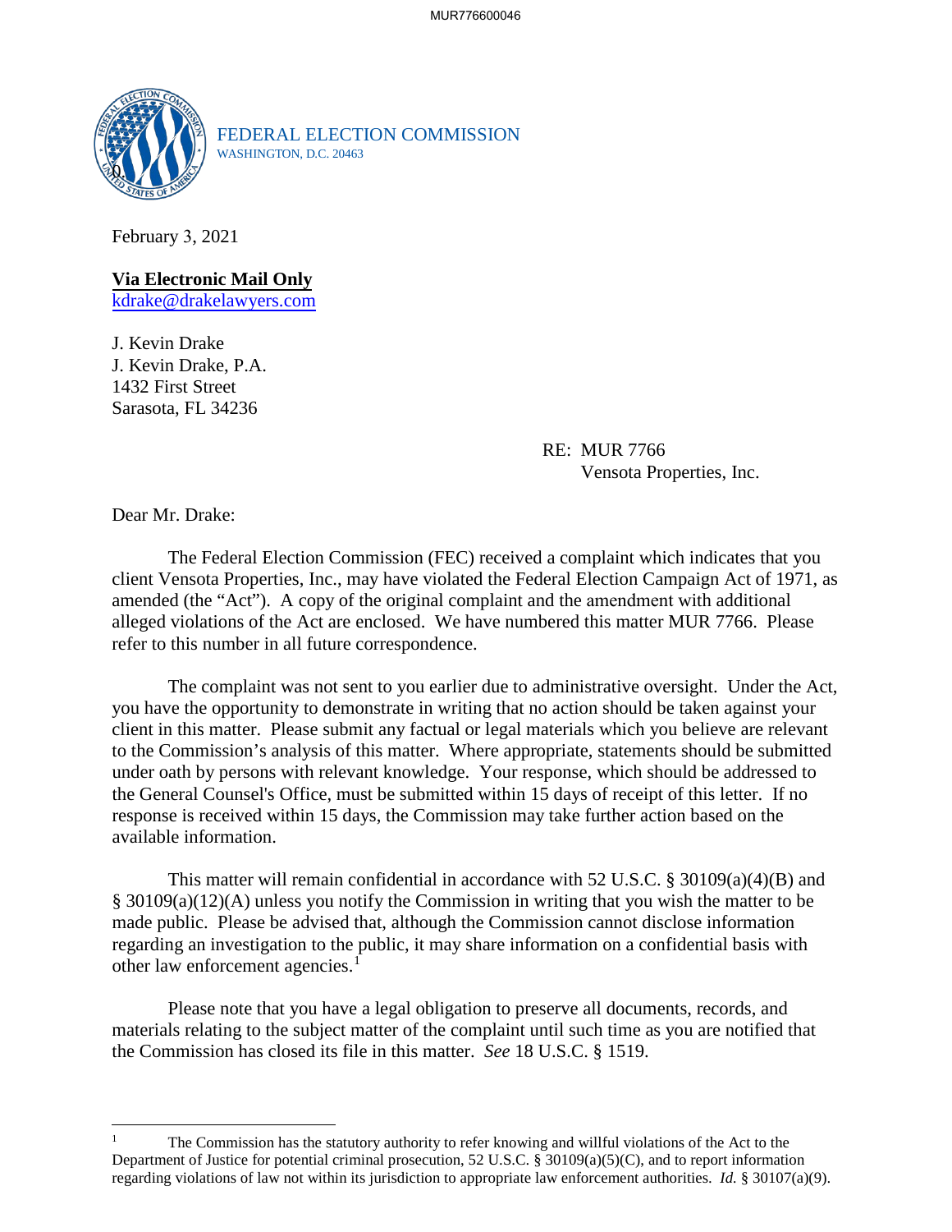FEDERAL ELECTION COMMISSION
WASHINGTON, D.C. 20463

February 3, 2021

**Via Electronic Mail Only**
kdrake@drakelawyers.com

J. Kevin Drake
J. Kevin Drake, P.A.
1432 First Street
Sarasota, FL 34236

RE: MUR 7766
Vensota Properties, Inc.

Dear Mr. Drake:

The Federal Election Commission (FEC) received a complaint which indicates that you client Vensota Properties, Inc., may have violated the Federal Election Campaign Act of 1971, as amended (the "Act"). A copy of the original complaint and the amendment with additional alleged violations of the Act are enclosed. We have numbered this matter MUR 7766. Please refer to this number in all future correspondence.

The complaint was not sent to you earlier due to administrative oversight. Under the Act, you have the opportunity to demonstrate in writing that no action should be taken against your client in this matter. Please submit any factual or legal materials which you believe are relevant to the Commission's analysis of this matter. Where appropriate, statements should be submitted under oath by persons with relevant knowledge. Your response, which should be addressed to the General Counsel's Office, must be submitted within 15 days of receipt of this letter. If no response is received within 15 days, the Commission may take further action based on the available information.

This matter will remain confidential in accordance with 52 U.S.C. § 30109(a)(4)(B) and § 30109(a)(12)(A) unless you notify the Commission in writing that you wish the matter to be made public. Please be advised that, although the Commission cannot disclose information regarding an investigation to the public, it may share information on a confidential basis with other law enforcement agencies.[1]

Please note that you have a legal obligation to preserve all documents, records, and materials relating to the subject matter of the complaint until such time as you are notified that the Commission has closed its file in this matter. *See* 18 U.S.C. § 1519.

---

[1] The Commission has the statutory authority to refer knowing and willful violations of the Act to the Department of Justice for potential criminal prosecution, 52 U.S.C. § 30109(a)(5)(C), and to report information regarding violations of law not within its jurisdiction to appropriate law enforcement authorities. *Id.* § 30107(a)(9).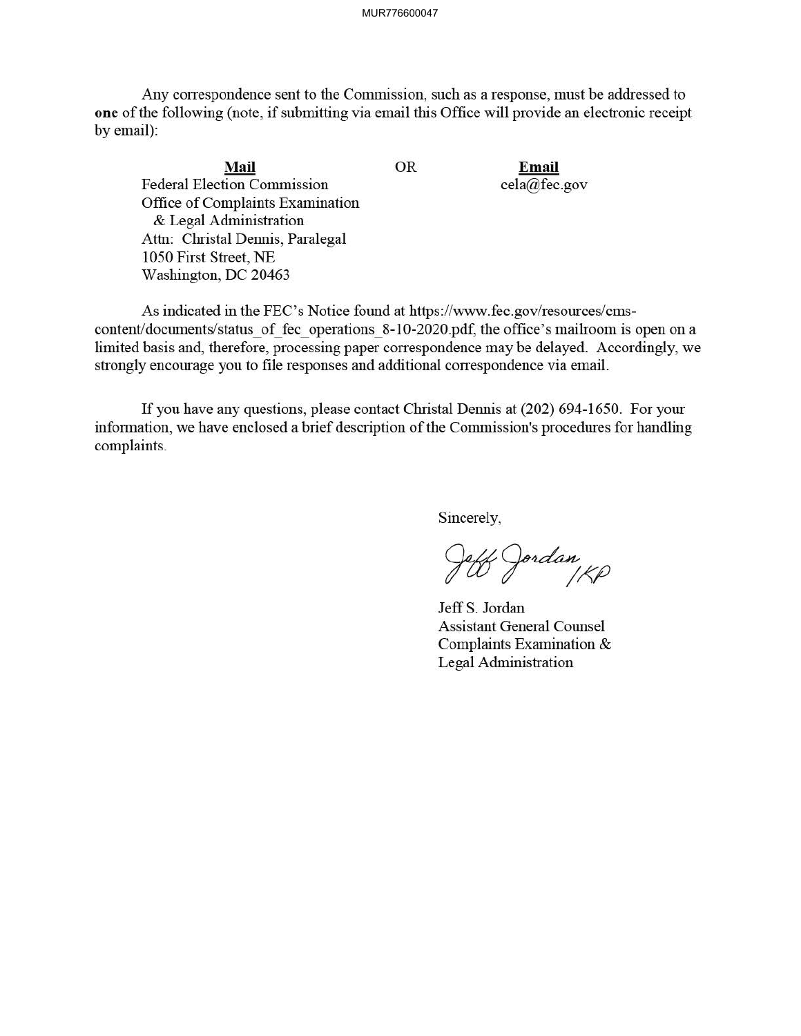Any correspondence sent to the Commission, such as a response, must be addressed to **one** of the following (note, if submitting via email this Office will provide an electronic receipt by email):

| **Mail** | OR | **Email** |
| --- | --- | --- |
| Federal Election Commission<br>Office of Complaints Examination<br>& Legal Administration<br>Attn: Christal Dennis, Paralegal<br>1050 First Street, NE<br>Washington, DC 20463 | | cela@fec.gov |

As indicated in the FEC's Notice found at https://www.fec.gov/resources/cms-content/documents/status_of_fec_operations_8-10-2020.pdf, the office's mailroom is open on a limited basis and, therefore, processing paper correspondence may be delayed. Accordingly, we strongly encourage you to file responses and additional correspondence via email.

If you have any questions, please contact Christal Dennis at (202) 694-1650. For your information, we have enclosed a brief description of the Commission's procedures for handling complaints.

Sincerely,

Jeff Jordan /KP

Jeff S. Jordan
Assistant General Counsel
Complaints Examination &
Legal Administration